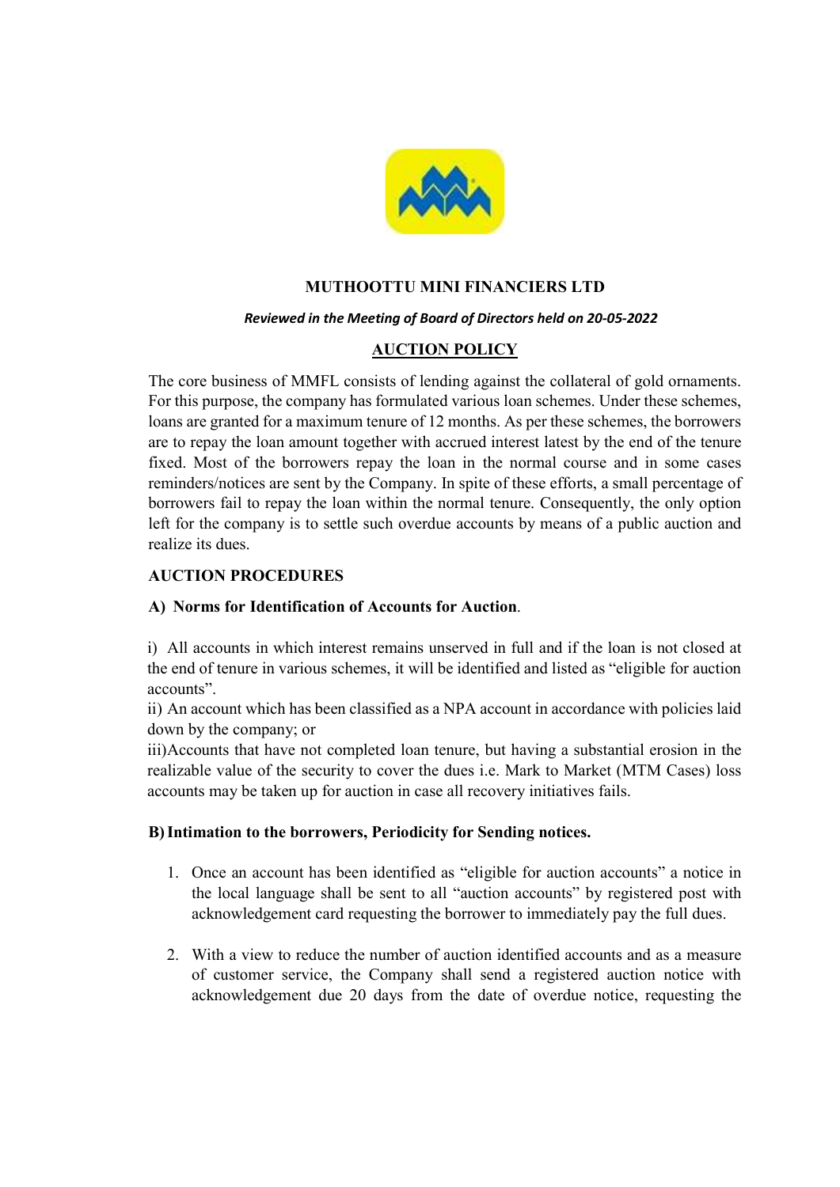# MUTHOOTTU MINI FINANCIERS LTD

*Reviewed in the Meeting of Board of Directors held on 20-05-2022*

## AUCTION POLICY

The core business of MMFL consists of lending against the collateral of gold ornaments. For this purpose, the company has formulated various loan schemes. Under these schemes, loans are granted for a maximum tenure of 12 months. As per these schemes, the borrowers are to repay the loan amount together with accrued interest latest by the end of the tenure fixed. Most of the borrowers repay the loan in the normal course and in some cases reminders/notices are sent by the Company. In spite of these efforts, a small percentage of borrowers fail to repay the loan within the normal tenure. Consequently, the only option left for the company is to settle such overdue accounts by means of a public auction and realize its dues.

### AUCTION PROCEDURES

#### A) Norms for Identification of Accounts for Auction.

i) All accounts in which interest remains unserved in full and if the loan is not closed at the end of tenure in various schemes, it will be identified and listed as "eligible for auction accounts".

ii) An account which has been classified as a NPA account in accordance with policies laid down by the company; or

iii)Accounts that have not completed loan tenure, but having a substantial erosion in the realizable value of the security to cover the dues i.e. Mark to Market (MTM Cases) loss accounts may be taken up for auction in case all recovery initiatives fails.

#### B) Intimation to the borrowers, Periodicity for Sending notices.

1. Once an account has been identified as "eligible for auction accounts" a notice in the local language shall be sent to all "auction accounts" by registered post with acknowledgement card requesting the borrower to immediately pay the full dues.

2. With a view to reduce the number of auction identified accounts and as a measure of customer service, the Company shall send a registered auction notice with acknowledgement due 20 days from the date of overdue notice, requesting the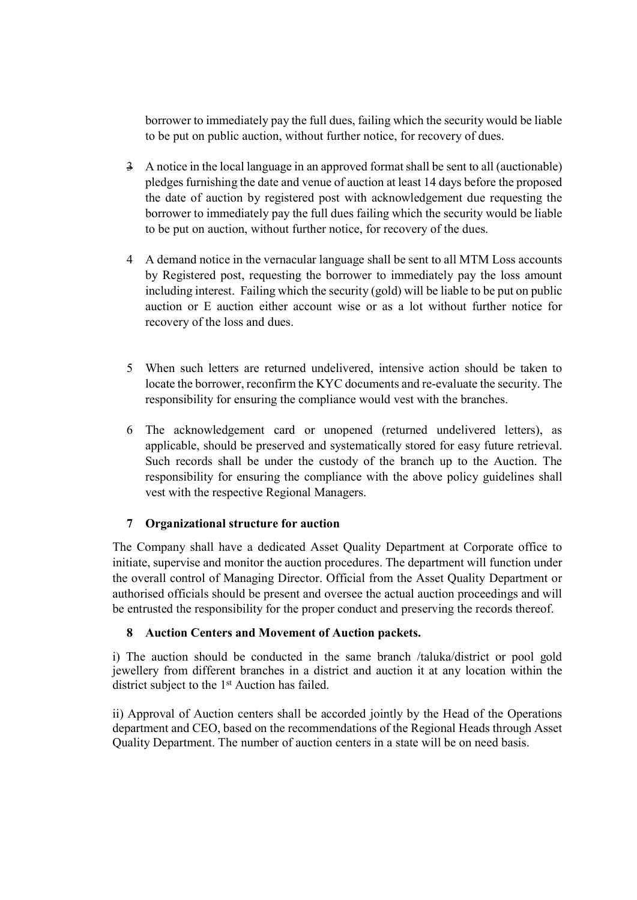borrower to immediately pay the full dues, failing which the security would be liable to be put on public auction, without further notice, for recovery of dues.

3 A notice in the local language in an approved format shall be sent to all (auctionable) pledges furnishing the date and venue of auction at least 14 days before the proposed the date of auction by registered post with acknowledgement due requesting the borrower to immediately pay the full dues failing which the security would be liable to be put on auction, without further notice, for recovery of the dues.

4 A demand notice in the vernacular language shall be sent to all MTM Loss accounts by Registered post, requesting the borrower to immediately pay the loss amount including interest. Failing which the security (gold) will be liable to be put on public auction or E auction either account wise or as a lot without further notice for recovery of the loss and dues.

5 When such letters are returned undelivered, intensive action should be taken to locate the borrower, reconfirm the KYC documents and re-evaluate the security. The responsibility for ensuring the compliance would vest with the branches.

6 The acknowledgement card or unopened (returned undelivered letters), as applicable, should be preserved and systematically stored for easy future retrieval. Such records shall be under the custody of the branch up to the Auction. The responsibility for ensuring the compliance with the above policy guidelines shall vest with the respective Regional Managers.

## 7 Organizational structure for auction

The Company shall have a dedicated Asset Quality Department at Corporate office to initiate, supervise and monitor the auction procedures. The department will function under the overall control of Managing Director. Official from the Asset Quality Department or authorised officials should be present and oversee the actual auction proceedings and will be entrusted the responsibility for the proper conduct and preserving the records thereof.

## 8 Auction Centers and Movement of Auction packets.

i) The auction should be conducted in the same branch /taluka/district or pool gold jewellery from different branches in a district and auction it at any location within the district subject to the 1st Auction has failed.

ii) Approval of Auction centers shall be accorded jointly by the Head of the Operations department and CEO, based on the recommendations of the Regional Heads through Asset Quality Department. The number of auction centers in a state will be on need basis.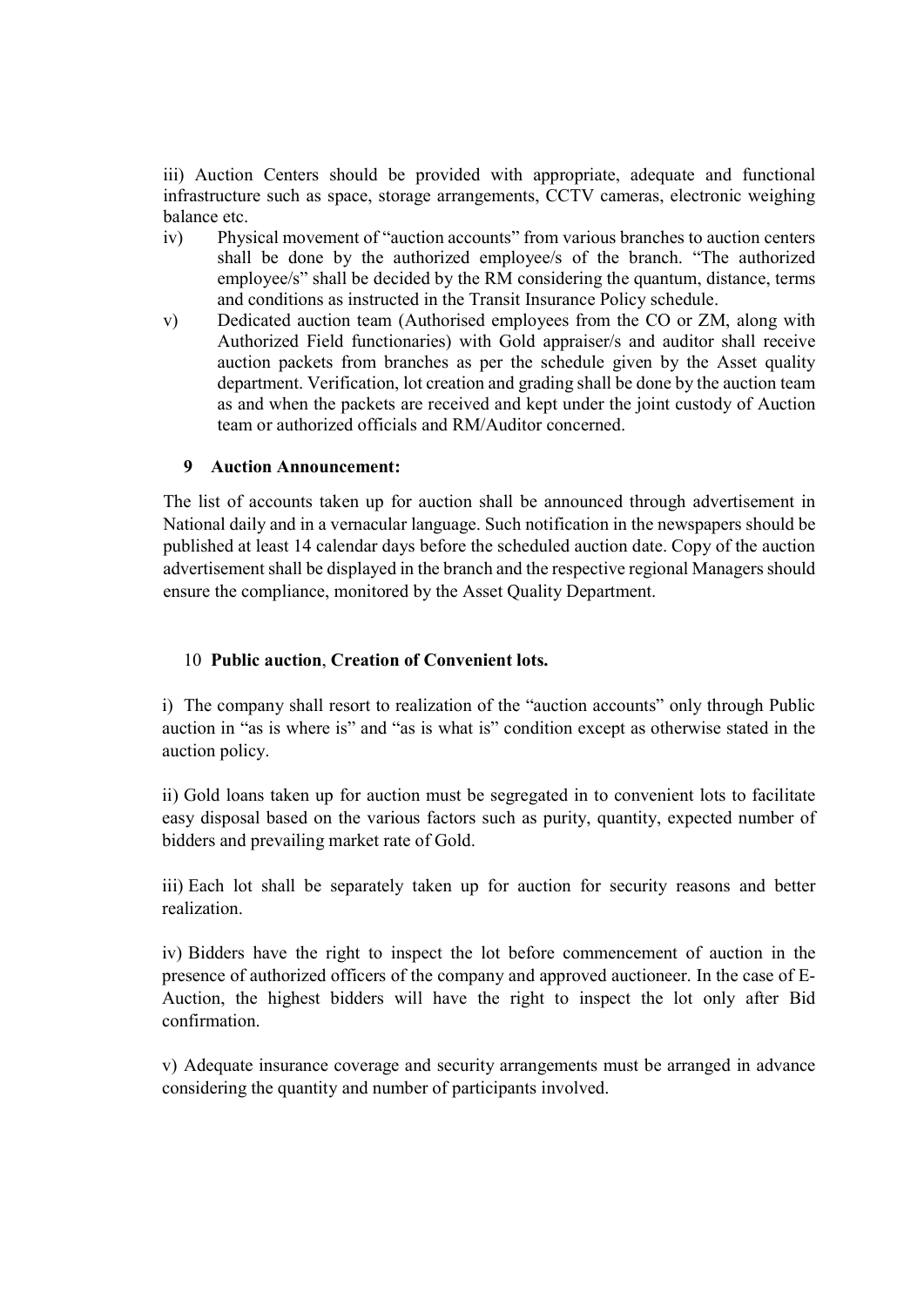iii) Auction Centers should be provided with appropriate, adequate and functional infrastructure such as space, storage arrangements, CCTV cameras, electronic weighing balance etc.

iv) Physical movement of "auction accounts" from various branches to auction centers shall be done by the authorized employee/s of the branch. "The authorized employee/s" shall be decided by the RM considering the quantum, distance, terms and conditions as instructed in the Transit Insurance Policy schedule.

v) Dedicated auction team (Authorised employees from the CO or ZM, along with Authorized Field functionaries) with Gold appraiser/s and auditor shall receive auction packets from branches as per the schedule given by the Asset quality department. Verification, lot creation and grading shall be done by the auction team as and when the packets are received and kept under the joint custody of Auction team or authorized officials and RM/Auditor concerned.

## 9 Auction Announcement:

The list of accounts taken up for auction shall be announced through advertisement in National daily and in a vernacular language. Such notification in the newspapers should be published at least 14 calendar days before the scheduled auction date. Copy of the auction advertisement shall be displayed in the branch and the respective regional Managers should ensure the compliance, monitored by the Asset Quality Department.

## 10 Public auction, Creation of Convenient lots.

i) The company shall resort to realization of the "auction accounts" only through Public auction in "as is where is" and "as is what is" condition except as otherwise stated in the auction policy.

ii) Gold loans taken up for auction must be segregated in to convenient lots to facilitate easy disposal based on the various factors such as purity, quantity, expected number of bidders and prevailing market rate of Gold.

iii) Each lot shall be separately taken up for auction for security reasons and better realization.

iv) Bidders have the right to inspect the lot before commencement of auction in the presence of authorized officers of the company and approved auctioneer. In the case of E-Auction, the highest bidders will have the right to inspect the lot only after Bid confirmation.

v) Adequate insurance coverage and security arrangements must be arranged in advance considering the quantity and number of participants involved.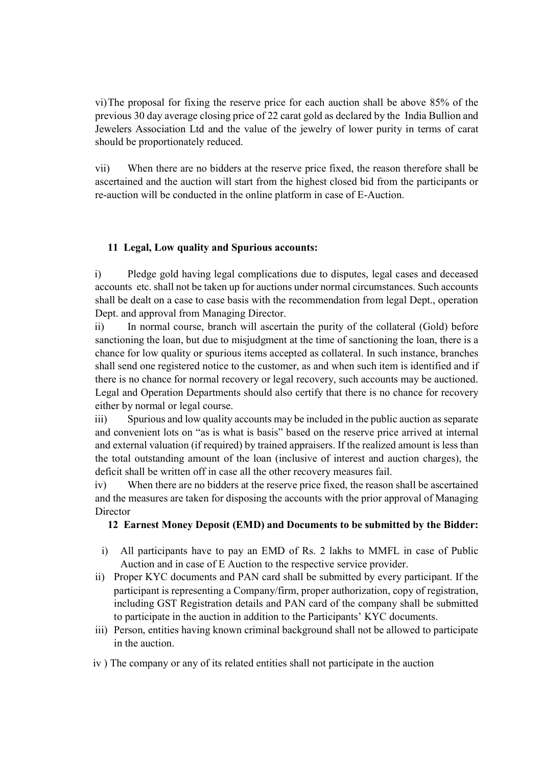vi) The proposal for fixing the reserve price for each auction shall be above 85% of the previous 30 day average closing price of 22 carat gold as declared by the India Bullion and Jewelers Association Ltd and the value of the jewelry of lower purity in terms of carat should be proportionately reduced.

vii) When there are no bidders at the reserve price fixed, the reason therefore shall be ascertained and the auction will start from the highest closed bid from the participants or re-auction will be conducted in the online platform in case of E-Auction.

## 11 Legal, Low quality and Spurious accounts:

i) Pledge gold having legal complications due to disputes, legal cases and deceased accounts etc. shall not be taken up for auctions under normal circumstances. Such accounts shall be dealt on a case to case basis with the recommendation from legal Dept., operation Dept. and approval from Managing Director.

ii) In normal course, branch will ascertain the purity of the collateral (Gold) before sanctioning the loan, but due to misjudgment at the time of sanctioning the loan, there is a chance for low quality or spurious items accepted as collateral. In such instance, branches shall send one registered notice to the customer, as and when such item is identified and if there is no chance for normal recovery or legal recovery, such accounts may be auctioned. Legal and Operation Departments should also certify that there is no chance for recovery either by normal or legal course.

iii) Spurious and low quality accounts may be included in the public auction as separate and convenient lots on "as is what is basis" based on the reserve price arrived at internal and external valuation (if required) by trained appraisers. If the realized amount is less than the total outstanding amount of the loan (inclusive of interest and auction charges), the deficit shall be written off in case all the other recovery measures fail.

iv) When there are no bidders at the reserve price fixed, the reason shall be ascertained and the measures are taken for disposing the accounts with the prior approval of Managing Director

## 12 Earnest Money Deposit (EMD) and Documents to be submitted by the Bidder:

i) All participants have to pay an EMD of Rs. 2 lakhs to MMFL in case of Public Auction and in case of E Auction to the respective service provider.

ii) Proper KYC documents and PAN card shall be submitted by every participant. If the participant is representing a Company/firm, proper authorization, copy of registration, including GST Registration details and PAN card of the company shall be submitted to participate in the auction in addition to the Participants' KYC documents.

iii) Person, entities having known criminal background shall not be allowed to participate in the auction.

iv ) The company or any of its related entities shall not participate in the auction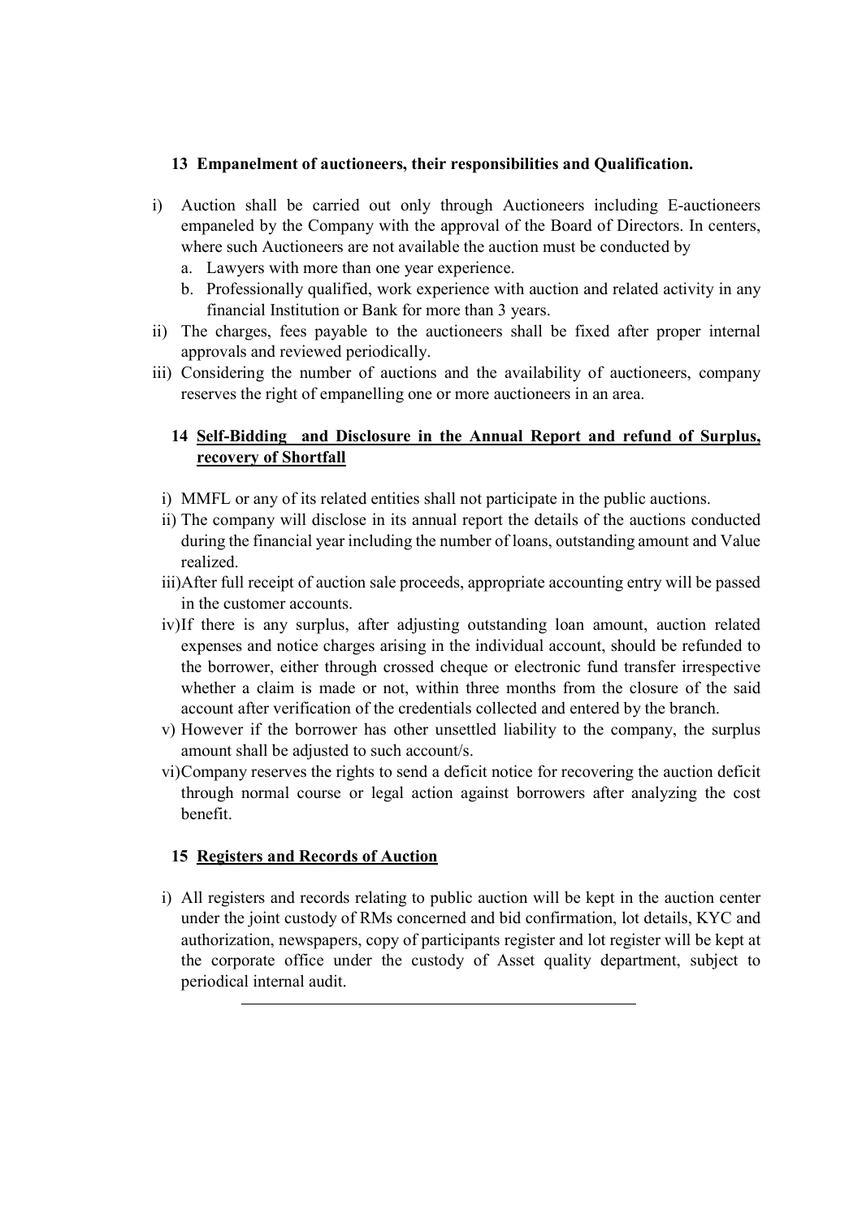### 13 Empanelment of auctioneers, their responsibilities and Qualification.

i) Auction shall be carried out only through Auctioneers including E-auctioneers empaneled by the Company with the approval of the Board of Directors. In centers, where such Auctioneers are not available the auction must be conducted by
   a. Lawyers with more than one year experience.
   b. Professionally qualified, work experience with auction and related activity in any financial Institution or Bank for more than 3 years.

ii) The charges, fees payable to the auctioneers shall be fixed after proper internal approvals and reviewed periodically.

iii) Considering the number of auctions and the availability of auctioneers, company reserves the right of empanelling one or more auctioneers in an area.

### 14 Self-Bidding and Disclosure in the Annual Report and refund of Surplus, recovery of Shortfall

i) MMFL or any of its related entities shall not participate in the public auctions.

ii) The company will disclose in its annual report the details of the auctions conducted during the financial year including the number of loans, outstanding amount and Value realized.

iii) After full receipt of auction sale proceeds, appropriate accounting entry will be passed in the customer accounts.

iv) If there is any surplus, after adjusting outstanding loan amount, auction related expenses and notice charges arising in the individual account, should be refunded to the borrower, either through crossed cheque or electronic fund transfer irrespective whether a claim is made or not, within three months from the closure of the said account after verification of the credentials collected and entered by the branch.

v) However if the borrower has other unsettled liability to the company, the surplus amount shall be adjusted to such account/s.

vi) Company reserves the rights to send a deficit notice for recovering the auction deficit through normal course or legal action against borrowers after analyzing the cost benefit.

### 15 Registers and Records of Auction

i) All registers and records relating to public auction will be kept in the auction center under the joint custody of RMs concerned and bid confirmation, lot details, KYC and authorization, newspapers, copy of participants register and lot register will be kept at the corporate office under the custody of Asset quality department, subject to periodical internal audit.